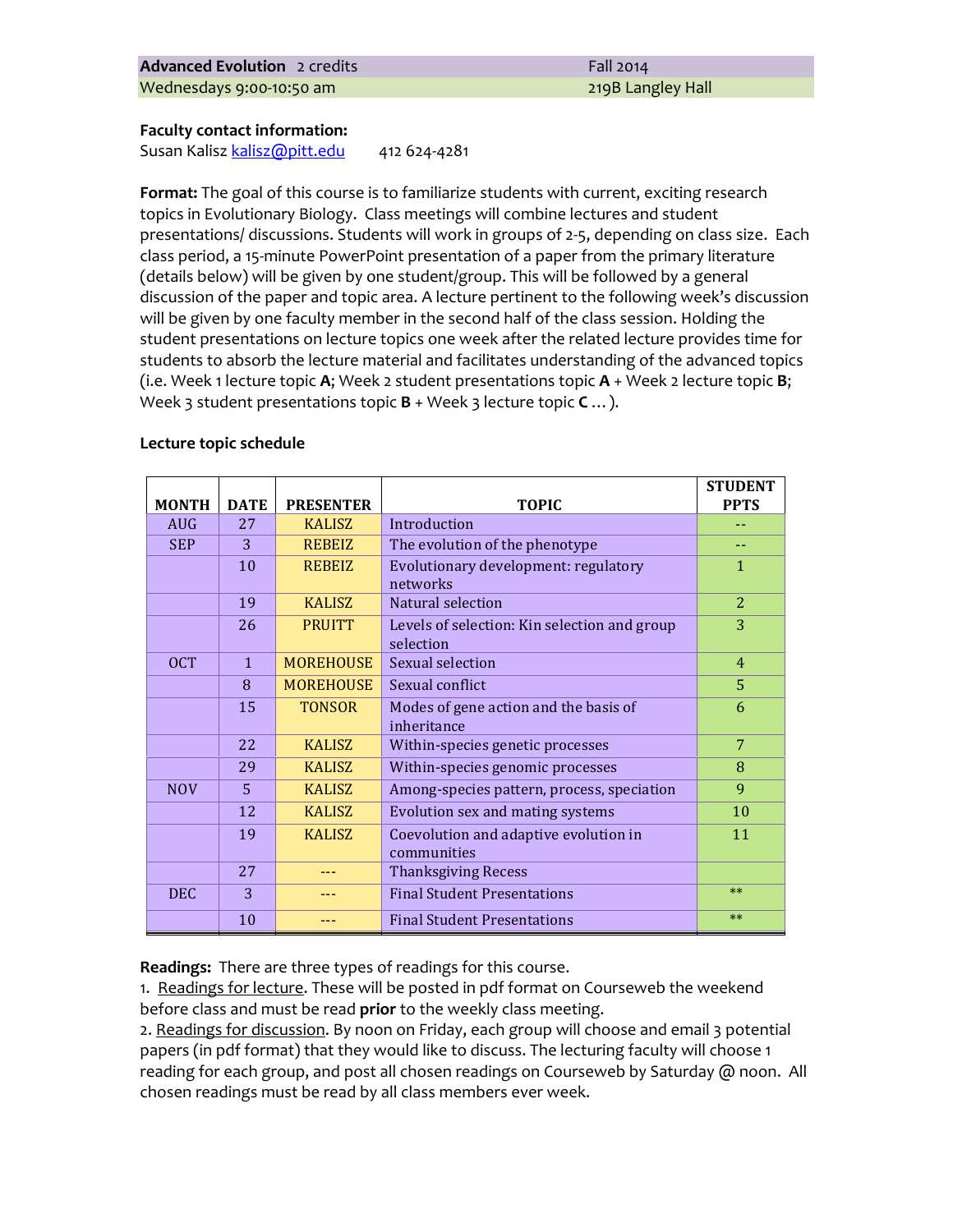| **Advanced Evolution** 2 credits | Fall 2014 |
|---|---|
| Wednesdays 9:00-10:50 am | 219B Langley Hall |

**Faculty contact information:**
Susan Kalisz kalisz@pitt.edu 412 624-4281

**Format:** The goal of this course is to familiarize students with current, exciting research topics in Evolutionary Biology. Class meetings will combine lectures and student presentations/ discussions. Students will work in groups of 2-5, depending on class size. Each class period, a 15-minute PowerPoint presentation of a paper from the primary literature (details below) will be given by one student/group. This will be followed by a general discussion of the paper and topic area. A lecture pertinent to the following week's discussion will be given by one faculty member in the second half of the class session. Holding the student presentations on lecture topics one week after the related lecture provides time for students to absorb the lecture material and facilitates understanding of the advanced topics (i.e. Week 1 lecture topic **A**; Week 2 student presentations topic **A** + Week 2 lecture topic **B**; Week 3 student presentations topic **B** + Week 3 lecture topic **C** … ).

**Lecture topic schedule**

| MONTH | DATE | PRESENTER | TOPIC | STUDENT PPTS |
|---|---|---|---|---|
| AUG | 27 | KALISZ | Introduction | -- |
| SEP | 3 | REBEIZ | The evolution of the phenotype | -- |
| | 10 | REBEIZ | Evolutionary development: regulatory networks | 1 |
| | 19 | KALISZ | Natural selection | 2 |
| | 26 | PRUITT | Levels of selection: Kin selection and group selection | 3 |
| OCT | 1 | MOREHOUSE | Sexual selection | 4 |
| | 8 | MOREHOUSE | Sexual conflict | 5 |
| | 15 | TONSOR | Modes of gene action and the basis of inheritance | 6 |
| | 22 | KALISZ | Within-species genetic processes | 7 |
| | 29 | KALISZ | Within-species genomic processes | 8 |
| NOV | 5 | KALISZ | Among-species pattern, process, speciation | 9 |
| | 12 | KALISZ | Evolution sex and mating systems | 10 |
| | 19 | KALISZ | Coevolution and adaptive evolution in communities | 11 |
| | 27 | --- | Thanksgiving Recess | |
| DEC | 3 | --- | Final Student Presentations | ** |
| | 10 | --- | Final Student Presentations | ** |

**Readings:** There are three types of readings for this course.

1. Readings for lecture. These will be posted in pdf format on Courseweb the weekend before class and must be read **prior** to the weekly class meeting.
2. Readings for discussion. By noon on Friday, each group will choose and email 3 potential papers (in pdf format) that they would like to discuss. The lecturing faculty will choose 1 reading for each group, and post all chosen readings on Courseweb by Saturday @ noon. All chosen readings must be read by all class members ever week.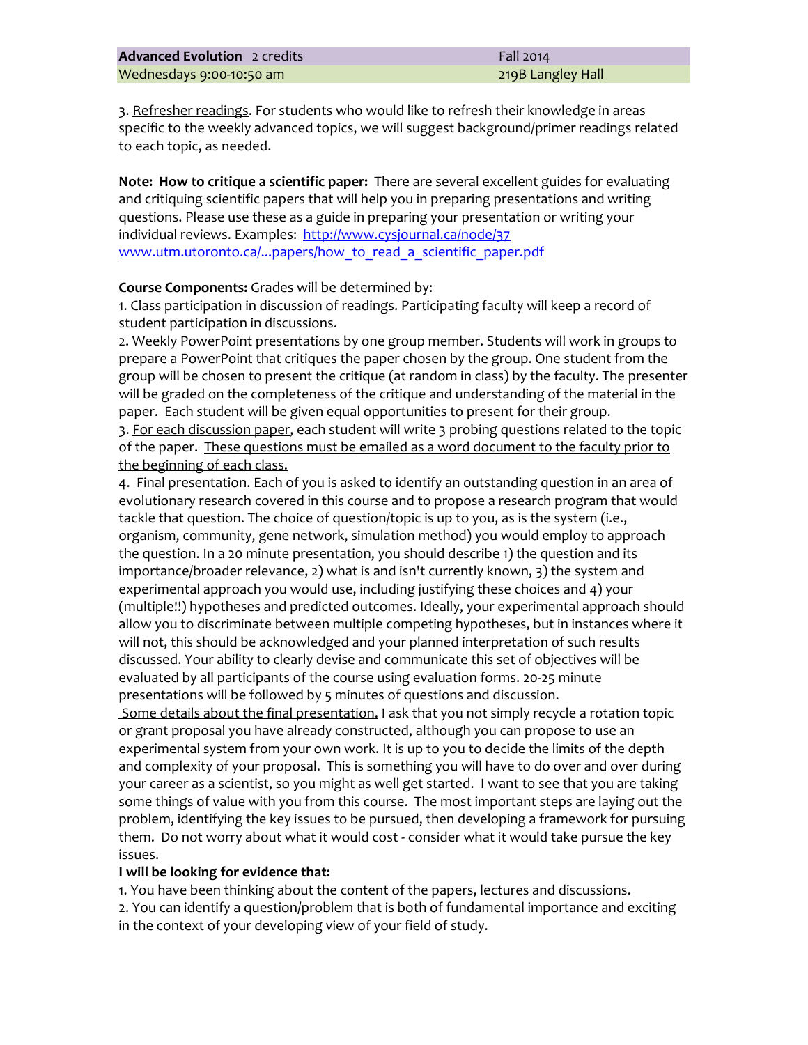3. Refresher readings. For students who would like to refresh their knowledge in areas specific to the weekly advanced topics, we will suggest background/primer readings related to each topic, as needed.

**Note: How to critique a scientific paper:** There are several excellent guides for evaluating and critiquing scientific papers that will help you in preparing presentations and writing questions. Please use these as a guide in preparing your presentation or writing your individual reviews. Examples: [http://www.cysjournal.ca/node/37](http://www.cysjournal.ca/node/37)
[www.utm.utoronto.ca/...papers/how_to_read_a_scientific_paper.pdf](www.utm.utoronto.ca/...papers/how_to_read_a_scientific_paper.pdf)

**Course Components:** Grades will be determined by:

1. Class participation in discussion of readings. Participating faculty will keep a record of student participation in discussions.
2. Weekly PowerPoint presentations by one group member. Students will work in groups to prepare a PowerPoint that critiques the paper chosen by the group. One student from the group will be chosen to present the critique (at random in class) by the faculty. The presenter will be graded on the completeness of the critique and understanding of the material in the paper. Each student will be given equal opportunities to present for their group.
3. For each discussion paper, each student will write 3 probing questions related to the topic of the paper. These questions must be emailed as a word document to the faculty prior to the beginning of each class.
4. Final presentation. Each of you is asked to identify an outstanding question in an area of evolutionary research covered in this course and to propose a research program that would tackle that question. The choice of question/topic is up to you, as is the system (i.e., organism, community, gene network, simulation method) you would employ to approach the question. In a 20 minute presentation, you should describe 1) the question and its importance/broader relevance, 2) what is and isn't currently known, 3) the system and experimental approach you would use, including justifying these choices and 4) your (multiple!!) hypotheses and predicted outcomes. Ideally, your experimental approach should allow you to discriminate between multiple competing hypotheses, but in instances where it will not, this should be acknowledged and your planned interpretation of such results discussed. Your ability to clearly devise and communicate this set of objectives will be evaluated by all participants of the course using evaluation forms. 20-25 minute presentations will be followed by 5 minutes of questions and discussion.

Some details about the final presentation. I ask that you not simply recycle a rotation topic or grant proposal you have already constructed, although you can propose to use an experimental system from your own work. It is up to you to decide the limits of the depth and complexity of your proposal. This is something you will have to do over and over during your career as a scientist, so you might as well get started. I want to see that you are taking some things of value with you from this course. The most important steps are laying out the problem, identifying the key issues to be pursued, then developing a framework for pursuing them. Do not worry about what it would cost - consider what it would take pursue the key issues.

**I will be looking for evidence that:**

1. You have been thinking about the content of the papers, lectures and discussions.
2. You can identify a question/problem that is both of fundamental importance and exciting in the context of your developing view of your field of study.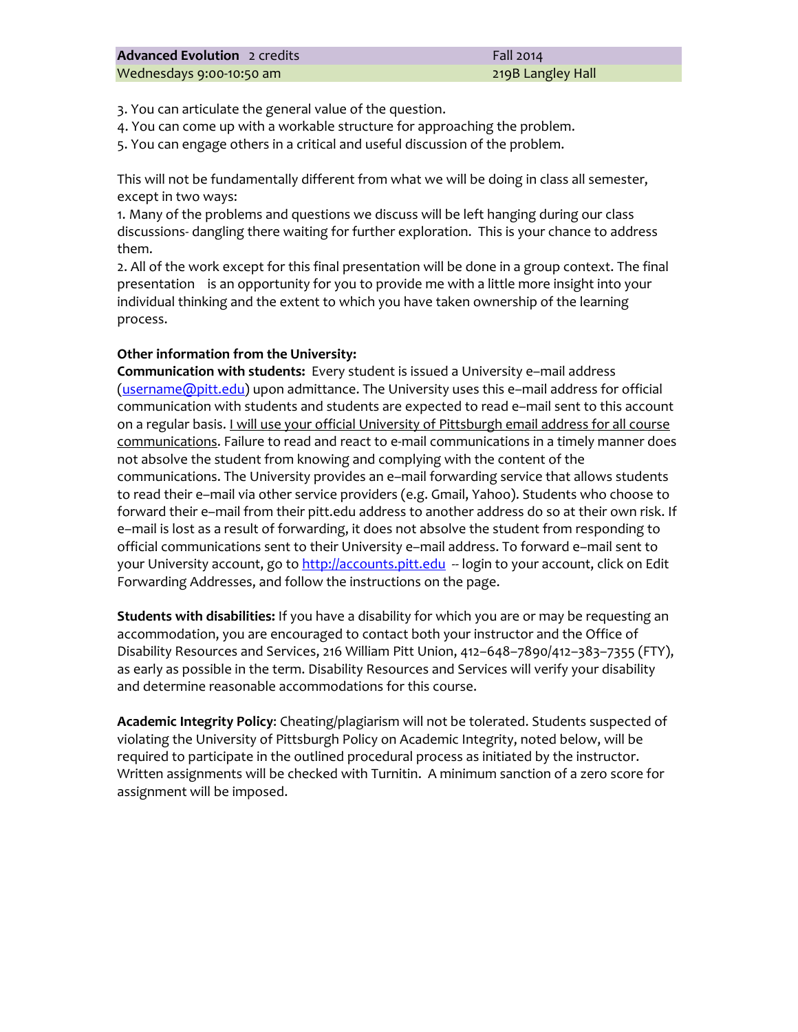3. You can articulate the general value of the question.
4. You can come up with a workable structure for approaching the problem.
5. You can engage others in a critical and useful discussion of the problem.

This will not be fundamentally different from what we will be doing in class all semester, except in two ways:

1. Many of the problems and questions we discuss will be left hanging during our class discussions- dangling there waiting for further exploration. This is your chance to address them.
2. All of the work except for this final presentation will be done in a group context. The final presentation is an opportunity for you to provide me with a little more insight into your individual thinking and the extent to which you have taken ownership of the learning process.

**Other information from the University:**

**Communication with students:** Every student is issued a University e–mail address (username@pitt.edu) upon admittance. The University uses this e–mail address for official communication with students and students are expected to read e–mail sent to this account on a regular basis. I will use your official University of Pittsburgh email address for all course communications. Failure to read and react to e-mail communications in a timely manner does not absolve the student from knowing and complying with the content of the communications. The University provides an e–mail forwarding service that allows students to read their e–mail via other service providers (e.g. Gmail, Yahoo). Students who choose to forward their e–mail from their pitt.edu address to another address do so at their own risk. If e–mail is lost as a result of forwarding, it does not absolve the student from responding to official communications sent to their University e–mail address. To forward e–mail sent to your University account, go to http://accounts.pitt.edu -- login to your account, click on Edit Forwarding Addresses, and follow the instructions on the page.

**Students with disabilities:** If you have a disability for which you are or may be requesting an accommodation, you are encouraged to contact both your instructor and the Office of Disability Resources and Services, 216 William Pitt Union, 412–648–7890/412–383–7355 (FTY), as early as possible in the term. Disability Resources and Services will verify your disability and determine reasonable accommodations for this course.

**Academic Integrity Policy**: Cheating/plagiarism will not be tolerated. Students suspected of violating the University of Pittsburgh Policy on Academic Integrity, noted below, will be required to participate in the outlined procedural process as initiated by the instructor. Written assignments will be checked with Turnitin. A minimum sanction of a zero score for assignment will be imposed.